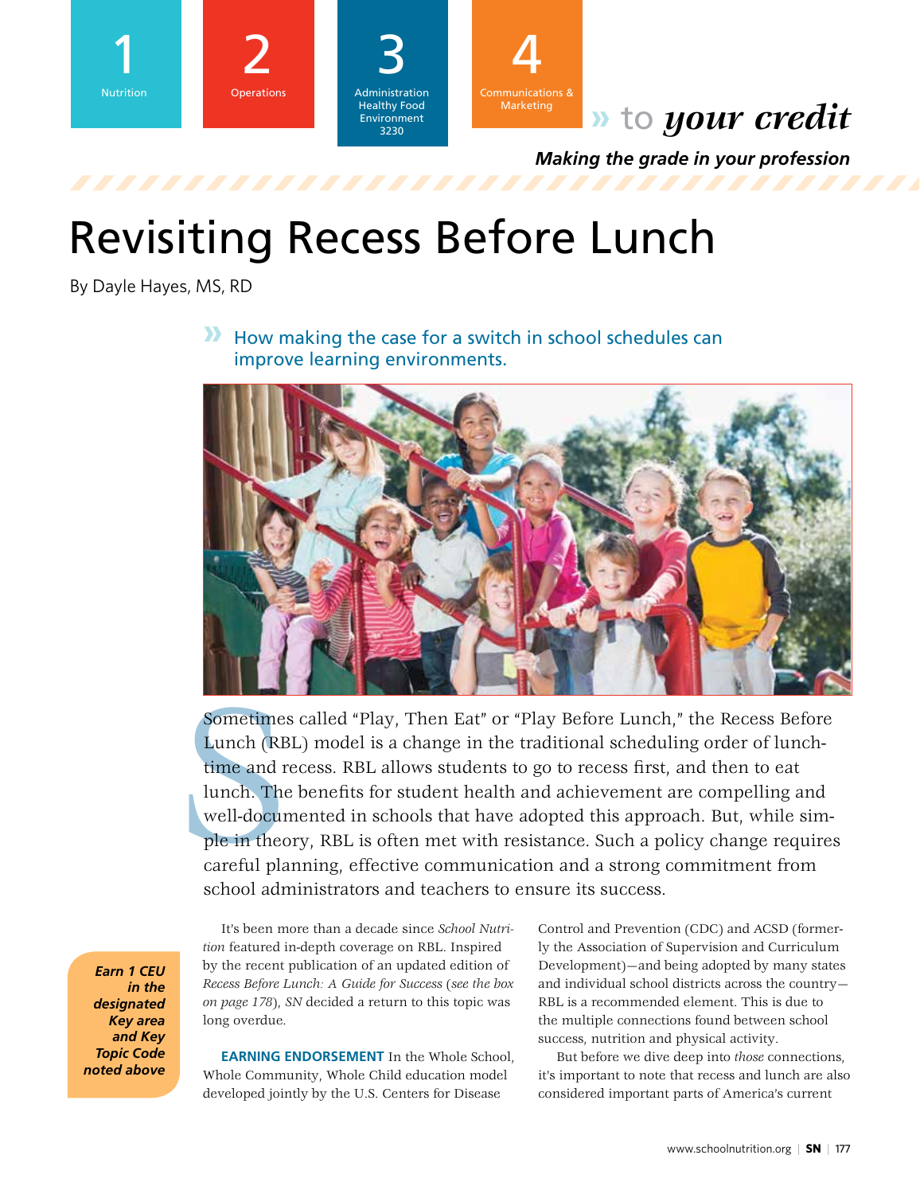1 Nutrition

2 Operations

3 Administration Healthy Food Environment 3230

4 Communications & Marketing

» to *your credit*

***Making the grade in your profession***

# Revisiting Recess Before Lunch

By Dayle Hayes, MS, RD

» How making the case for a switch in school schedules can improve learning environments.

Sometimes called "Play, Then Eat" or "Play Before Lunch," the Recess Before Lunch (RBL) model is a change in the traditional scheduling order of lunchtime and recess. RBL allows students to go to recess first, and then to eat lunch. The benefits for student health and achievement are compelling and well-documented in schools that have adopted this approach. But, while simple in theory, RBL is often met with resistance. Such a policy change requires careful planning, effective communication and a strong commitment from school administrators and teachers to ensure its success.

***Earn 1 CEU in the designated Key area and Key Topic Code noted above***

It's been more than a decade since *School Nutrition* featured in-depth coverage on RBL. Inspired by the recent publication of an updated edition of *Recess Before Lunch: A Guide for Success* (*see the box on page 178*), *SN* decided a return to this topic was long overdue.

**EARNING ENDORSEMENT** In the Whole School, Whole Community, Whole Child education model developed jointly by the U.S. Centers for Disease Control and Prevention (CDC) and ACSD (formerly the Association of Supervision and Curriculum Development)—and being adopted by many states and individual school districts across the country—RBL is a recommended element. This is due to the multiple connections found between school success, nutrition and physical activity.

But before we dive deep into *those* connections, it's important to note that recess and lunch are also considered important parts of America's current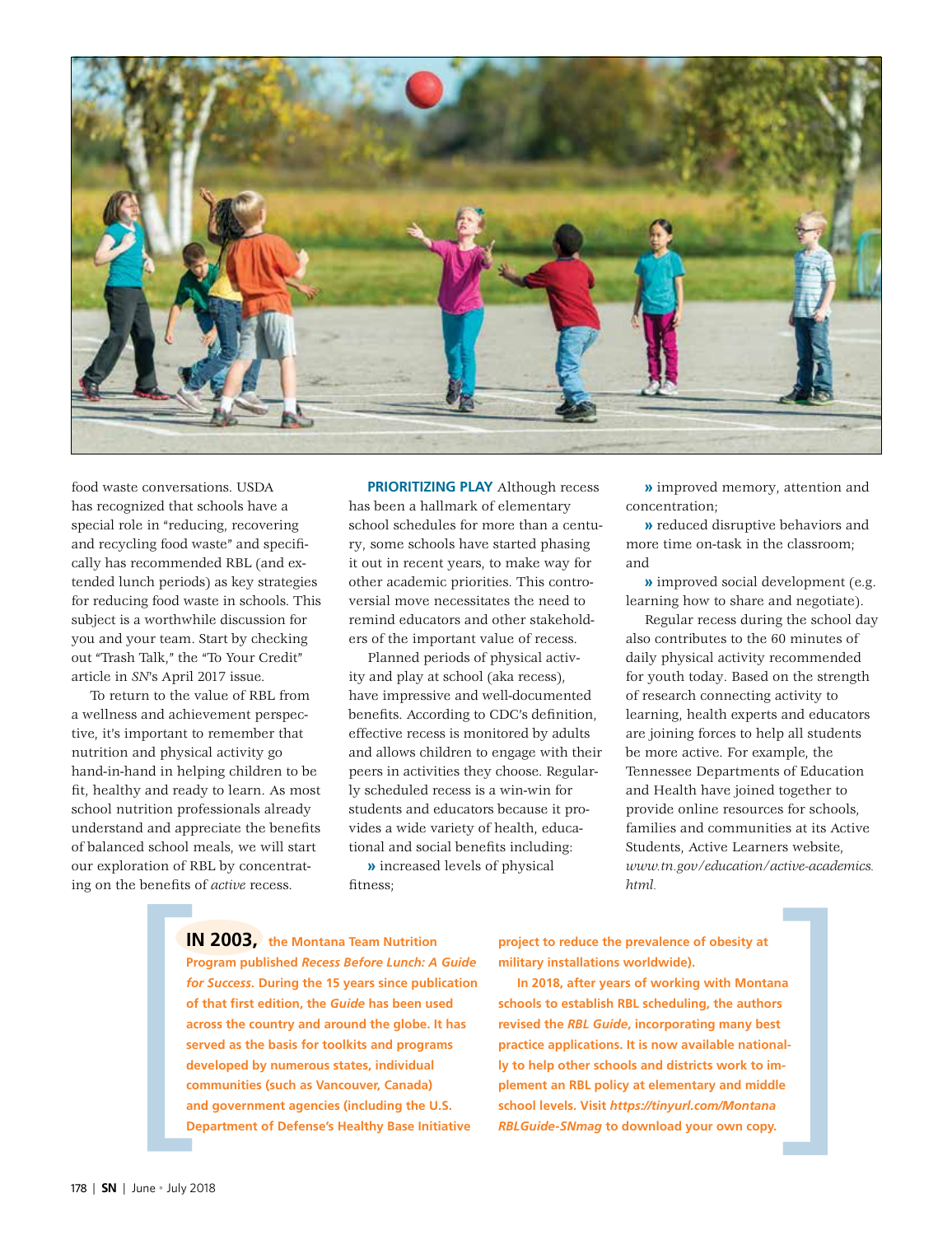food waste conversations. USDA has recognized that schools have a special role in "reducing, recovering and recycling food waste" and specifically has recommended RBL (and extended lunch periods) as key strategies for reducing food waste in schools. This subject is a worthwhile discussion for you and your team. Start by checking out "Trash Talk," the "To Your Credit" article in *SN*'s April 2017 issue.

To return to the value of RBL from a wellness and achievement perspective, it's important to remember that nutrition and physical activity go hand-in-hand in helping children to be fit, healthy and ready to learn. As most school nutrition professionals already understand and appreciate the benefits of balanced school meals, we will start our exploration of RBL by concentrating on the benefits of *active* recess.

**PRIORITIZING PLAY** Although recess has been a hallmark of elementary school schedules for more than a century, some schools have started phasing it out in recent years, to make way for other academic priorities. This controversial move necessitates the need to remind educators and other stakeholders of the important value of recess.

Planned periods of physical activity and play at school (aka recess), have impressive and well-documented benefits. According to CDC's definition, effective recess is monitored by adults and allows children to engage with their peers in activities they choose. Regularly scheduled recess is a win-win for students and educators because it provides a wide variety of health, educational and social benefits including:

- increased levels of physical fitness;
- improved memory, attention and concentration;
- reduced disruptive behaviors and more time on-task in the classroom; and
- improved social development (e.g. learning how to share and negotiate).

Regular recess during the school day also contributes to the 60 minutes of daily physical activity recommended for youth today. Based on the strength of research connecting activity to learning, health experts and educators are joining forces to help all students be more active. For example, the Tennessee Departments of Education and Health have joined together to provide online resources for schools, families and communities at its Active Students, Active Learners website, *www.tn.gov/education/active-academics.html.*

**IN 2003, the Montana Team Nutrition Program published *Recess Before Lunch: A Guide for Success.* During the 15 years since publication of that first edition, the *Guide* has been used across the country and around the globe. It has served as the basis for toolkits and programs developed by numerous states, individual communities (such as Vancouver, Canada) and government agencies (including the U.S. Department of Defense's Healthy Base Initiative project to reduce the prevalence of obesity at military installations worldwide).**

**In 2018, after years of working with Montana schools to establish RBL scheduling, the authors revised the *RBL Guide*, incorporating many best practice applications. It is now available nationally to help other schools and districts work to implement an RBL policy at elementary and middle school levels. Visit *https://tinyurl.com/MontanaRBLGuide-SNmag* to download your own copy.**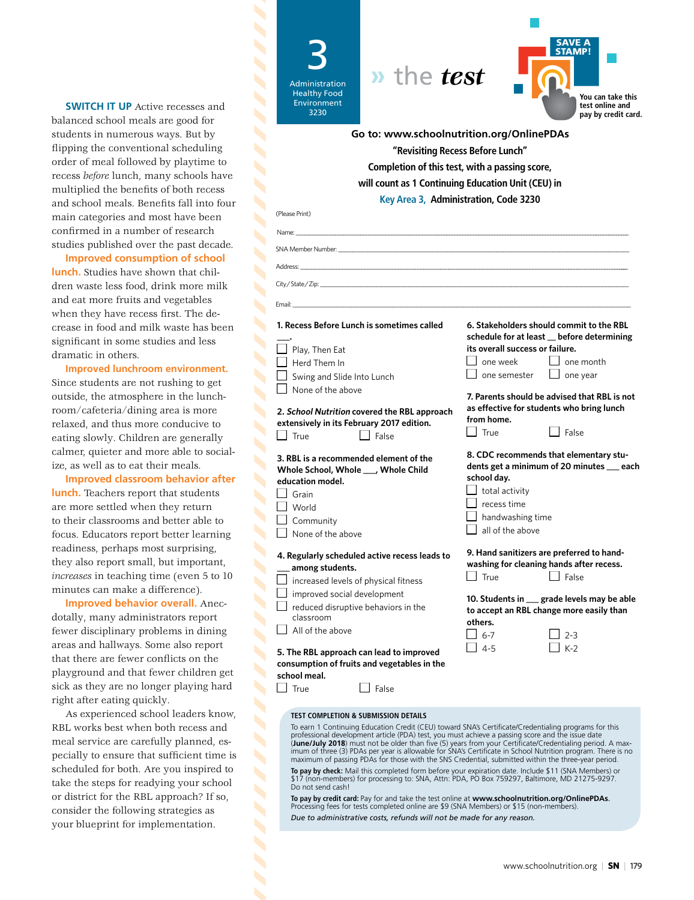**SWITCH IT UP** Active recesses and balanced school meals are good for students in numerous ways. But by flipping the conventional scheduling order of meal followed by playtime to recess *before* lunch, many schools have multiplied the benefits of both recess and school meals. Benefits fall into four main categories and most have been confirmed in a number of research studies published over the past decade.

**Improved consumption of school lunch.** Studies have shown that children waste less food, drink more milk and eat more fruits and vegetables when they have recess first. The decrease in food and milk waste has been significant in some studies and less dramatic in others.

**Improved lunchroom environment.** Since students are not rushing to get outside, the atmosphere in the lunchroom/cafeteria/dining area is more relaxed, and thus more conducive to eating slowly. Children are generally calmer, quieter and more able to socialize, as well as to eat their meals.

**Improved classroom behavior after lunch.** Teachers report that students are more settled when they return to their classrooms and better able to focus. Educators report better learning readiness, perhaps most surprising, they also report small, but important, *increases* in teaching time (even 5 to 10 minutes can make a difference).

**Improved behavior overall.** Anecdotally, many administrators report fewer disciplinary problems in dining areas and hallways. Some also report that there are fewer conflicts on the playground and that fewer children get sick as they are no longer playing hard right after eating quickly.

As experienced school leaders know, RBL works best when both recess and meal service are carefully planned, especially to ensure that sufficient time is scheduled for both. Are you inspired to take the steps for readying your school or district for the RBL approach? If so, consider the following strategies as your blueprint for implementation.

**3** Administration Healthy Food Environment 3230

# » the *test*

**SAVE A STAMP!** You can take this test online and pay by credit card.

**Go to: www.schoolnutrition.org/OnlinePDAs**

**"Revisiting Recess Before Lunch"**

**Completion of this test, with a passing score, will count as 1 Continuing Education Unit (CEU) in Key Area 3, Administration, Code 3230**

(Please Print)

Name: ______________________________

SNA Member Number: ______________________________

Address: ______________________________

City/State/Zip: ______________________________

Email: ______________________________

**1. Recess Before Lunch is sometimes called \_\_\_.**

- ☐ Play, Then Eat
- ☐ Herd Them In
- ☐ Swing and Slide Into Lunch
- ☐ None of the above

**2. *School Nutrition* covered the RBL approach extensively in its February 2017 edition.**

☐ True ☐ False

**3. RBL is a recommended element of the Whole School, Whole \_\_\_, Whole Child education model.**

- ☐ Grain
- ☐ World
- ☐ Community
- ☐ None of the above

**4. Regularly scheduled active recess leads to \_\_\_ among students.**

- ☐ increased levels of physical fitness
- ☐ improved social development
- ☐ reduced disruptive behaviors in the classroom
- ☐ All of the above

**5. The RBL approach can lead to improved consumption of fruits and vegetables in the school meal.**

☐ True ☐ False

**6. Stakeholders should commit to the RBL schedule for at least \_\_ before determining its overall success or failure.**

- ☐ one week
- ☐ one month
- ☐ one semester
- ☐ one year

**7. Parents should be advised that RBL is not as effective for students who bring lunch from home.**

☐ True ☐ False

**8. CDC recommends that elementary students get a minimum of 20 minutes \_\_\_ each school day.**

- ☐ total activity
- ☐ recess time
- ☐ handwashing time
- ☐ all of the above

**9. Hand sanitizers are preferred to handwashing for cleaning hands after recess.**

☐ True ☐ False

**10. Students in \_\_\_ grade levels may be able to accept an RBL change more easily than others.**

- ☐ 6-7
- ☐ 2-3
- ☐ 4-5
- ☐ K-2

**TEST COMPLETION & SUBMISSION DETAILS**

To earn 1 Continuing Education Credit (CEU) toward SNA's Certificate/Credentialing programs for this professional development article (PDA) test, you must achieve a passing score and the issue date (**June/July 2018**) must not be older than five (5) years from your Certificate/Credentialing period. A maximum of three (3) PDAs per year is allowable for SNA's Certificate in School Nutrition program. There is no maximum of passing PDAs for those with the SNS Credential, submitted within the three-year period.

**To pay by check:** Mail this completed form before your expiration date. Include $11 (SNA Members) or $17 (non-members) for processing to: SNA, Attn: PDA, PO Box 759297, Baltimore, MD 21275-9297. Do not send cash!

**To pay by credit card:** Pay for and take the test online at **www.schoolnutrition.org/OnlinePDAs**. Processing fees for tests completed online are $9 (SNA Members) or $15 (non-members).

*Due to administrative costs, refunds will not be made for any reason.*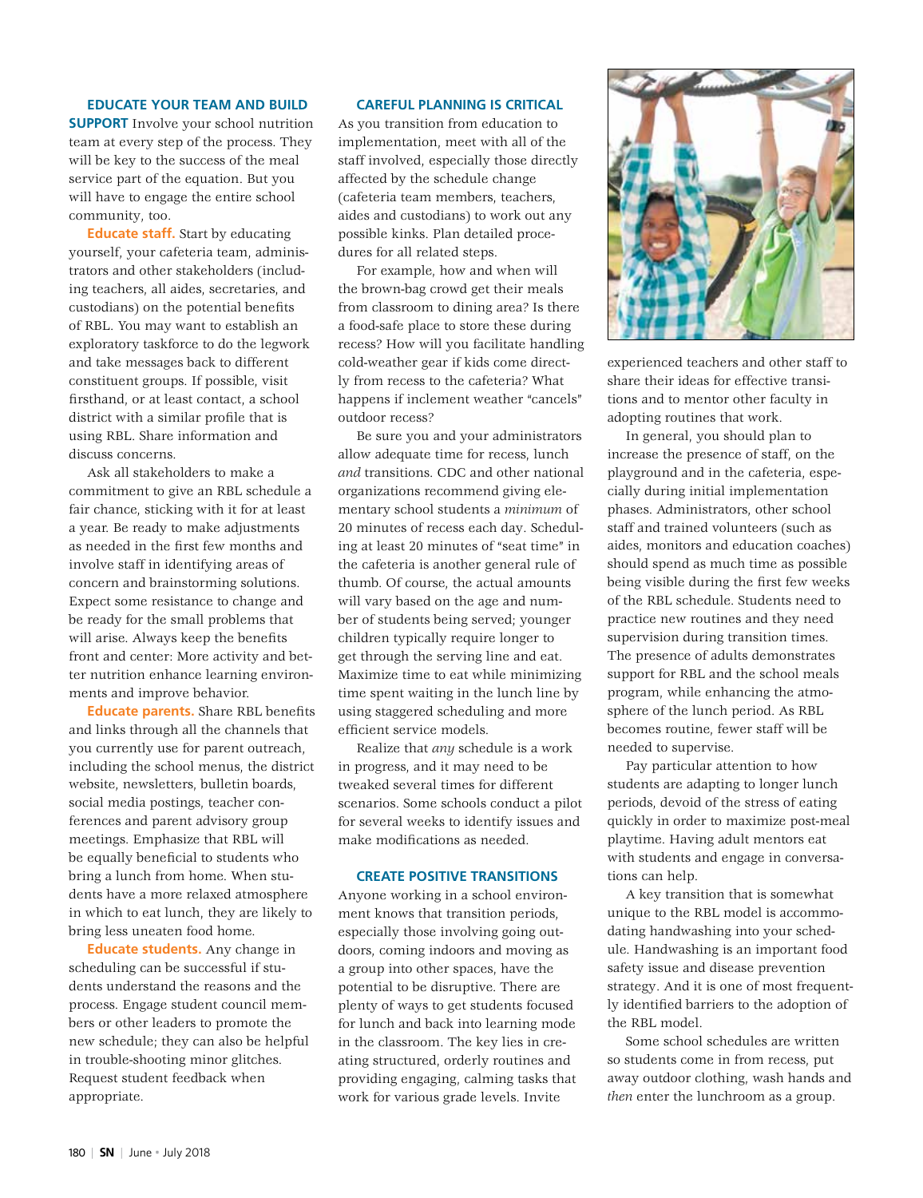### EDUCATE YOUR TEAM AND BUILD SUPPORT

Involve your school nutrition team at every step of the process. They will be key to the success of the meal service part of the equation. But you will have to engage the entire school community, too.

**Educate staff.** Start by educating yourself, your cafeteria team, administrators and other stakeholders (including teachers, all aides, secretaries, and custodians) on the potential benefits of RBL. You may want to establish an exploratory taskforce to do the legwork and take messages back to different constituent groups. If possible, visit firsthand, or at least contact, a school district with a similar profile that is using RBL. Share information and discuss concerns.

Ask all stakeholders to make a commitment to give an RBL schedule a fair chance, sticking with it for at least a year. Be ready to make adjustments as needed in the first few months and involve staff in identifying areas of concern and brainstorming solutions. Expect some resistance to change and be ready for the small problems that will arise. Always keep the benefits front and center: More activity and better nutrition enhance learning environments and improve behavior.

**Educate parents.** Share RBL benefits and links through all the channels that you currently use for parent outreach, including the school menus, the district website, newsletters, bulletin boards, social media postings, teacher conferences and parent advisory group meetings. Emphasize that RBL will be equally beneficial to students who bring a lunch from home. When students have a more relaxed atmosphere in which to eat lunch, they are likely to bring less uneaten food home.

**Educate students.** Any change in scheduling can be successful if students understand the reasons and the process. Engage student council members or other leaders to promote the new schedule; they can also be helpful in trouble-shooting minor glitches. Request student feedback when appropriate.

### CAREFUL PLANNING IS CRITICAL

As you transition from education to implementation, meet with all of the staff involved, especially those directly affected by the schedule change (cafeteria team members, teachers, aides and custodians) to work out any possible kinks. Plan detailed procedures for all related steps.

For example, how and when will the brown-bag crowd get their meals from classroom to dining area? Is there a food-safe place to store these during recess? How will you facilitate handling cold-weather gear if kids come directly from recess to the cafeteria? What happens if inclement weather "cancels" outdoor recess?

Be sure you and your administrators allow adequate time for recess, lunch *and* transitions. CDC and other national organizations recommend giving elementary school students a *minimum* of 20 minutes of recess each day. Scheduling at least 20 minutes of "seat time" in the cafeteria is another general rule of thumb. Of course, the actual amounts will vary based on the age and number of students being served; younger children typically require longer to get through the serving line and eat. Maximize time to eat while minimizing time spent waiting in the lunch line by using staggered scheduling and more efficient service models.

Realize that *any* schedule is a work in progress, and it may need to be tweaked several times for different scenarios. Some schools conduct a pilot for several weeks to identify issues and make modifications as needed.

### CREATE POSITIVE TRANSITIONS

Anyone working in a school environment knows that transition periods, especially those involving going outdoors, coming indoors and moving as a group into other spaces, have the potential to be disruptive. There are plenty of ways to get students focused for lunch and back into learning mode in the classroom. The key lies in creating structured, orderly routines and providing engaging, calming tasks that work for various grade levels. Invite experienced teachers and other staff to share their ideas for effective transitions and to mentor other faculty in adopting routines that work.

In general, you should plan to increase the presence of staff, on the playground and in the cafeteria, especially during initial implementation phases. Administrators, other school staff and trained volunteers (such as aides, monitors and education coaches) should spend as much time as possible being visible during the first few weeks of the RBL schedule. Students need to practice new routines and they need supervision during transition times. The presence of adults demonstrates support for RBL and the school meals program, while enhancing the atmosphere of the lunch period. As RBL becomes routine, fewer staff will be needed to supervise.

Pay particular attention to how students are adapting to longer lunch periods, devoid of the stress of eating quickly in order to maximize post-meal playtime. Having adult mentors eat with students and engage in conversations can help.

A key transition that is somewhat unique to the RBL model is accommodating handwashing into your schedule. Handwashing is an important food safety issue and disease prevention strategy. And it is one of most frequently identified barriers to the adoption of the RBL model.

Some school schedules are written so students come in from recess, put away outdoor clothing, wash hands and *then* enter the lunchroom as a group.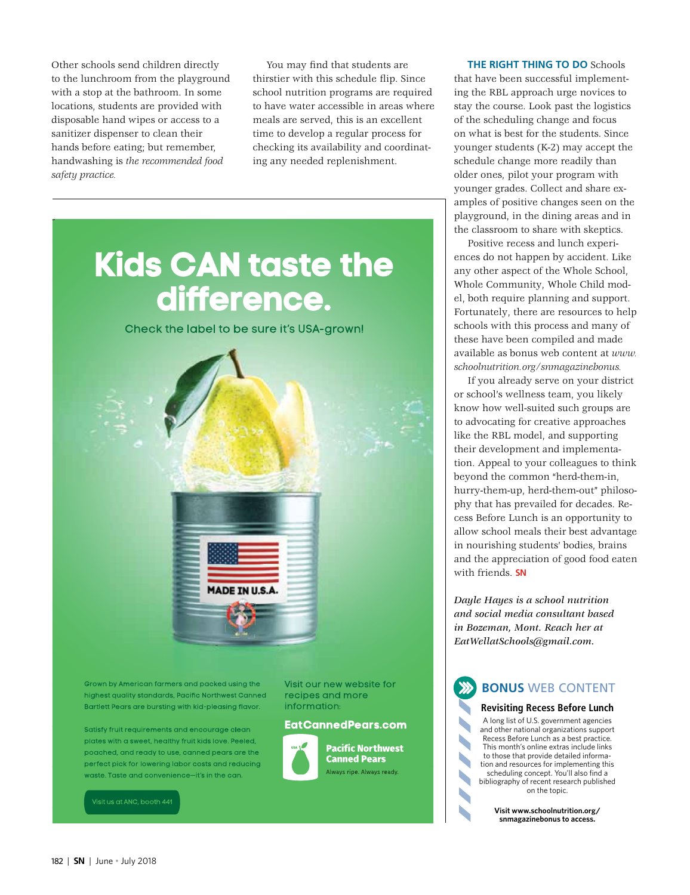Other schools send children directly to the lunchroom from the playground with a stop at the bathroom. In some locations, students are provided with disposable hand wipes or access to a sanitizer dispenser to clean their hands before eating; but remember, handwashing is *the recommended food safety practice.*

You may find that students are thirstier with this schedule flip. Since school nutrition programs are required to have water accessible in areas where meals are served, this is an excellent time to develop a regular process for checking its availability and coordinating any needed replenishment.

# Kids CAN taste the difference.

Check the label to be sure it's USA-grown!

MADE IN U.S.A.

Grown by American farmers and packed using the highest quality standards, Pacific Northwest Canned Bartlett Pears are bursting with kid-pleasing flavor.

Satisfy fruit requirements and encourage clean plates with a sweet, healthy fruit kids love. Peeled, poached, and ready to use, canned pears are the perfect pick for lowering labor costs and reducing waste. Taste and convenience—it's in the can.

Visit us at ANC, booth 441

Visit our new website for recipes and more information:

**EatCannedPears.com**

**Pacific Northwest Canned Pears**
Always ripe. Always ready.

**THE RIGHT THING TO DO** Schools that have been successful implementing the RBL approach urge novices to stay the course. Look past the logistics of the scheduling change and focus on what is best for the students. Since younger students (K-2) may accept the schedule change more readily than older ones, pilot your program with younger grades. Collect and share examples of positive changes seen on the playground, in the dining areas and in the classroom to share with skeptics.

Positive recess and lunch experiences do not happen by accident. Like any other aspect of the Whole School, Whole Community, Whole Child model, both require planning and support. Fortunately, there are resources to help schools with this process and many of these have been compiled and made available as bonus web content at *www.schoolnutrition.org/snmagazinebonus.*

If you already serve on your district or school's wellness team, you likely know how well-suited such groups are to advocating for creative approaches like the RBL model, and supporting their development and implementation. Appeal to your colleagues to think beyond the common "herd-them-in, hurry-them-up, herd-them-out" philosophy that has prevailed for decades. Recess Before Lunch is an opportunity to allow school meals their best advantage in nourishing students' bodies, brains and the appreciation of good food eaten with friends. **SN**

*Dayle Hayes is a school nutrition and social media consultant based in Bozeman, Mont. Reach her at EatWellatSchools@gmail.com.*

## BONUS WEB CONTENT

### Revisiting Recess Before Lunch

A long list of U.S. government agencies and other national organizations support Recess Before Lunch as a best practice. This month's online extras include links to those that provide detailed information and resources for implementing this scheduling concept. You'll also find a bibliography of recent research published on the topic.

**Visit www.schoolnutrition.org/snmagazinebonus to access.**